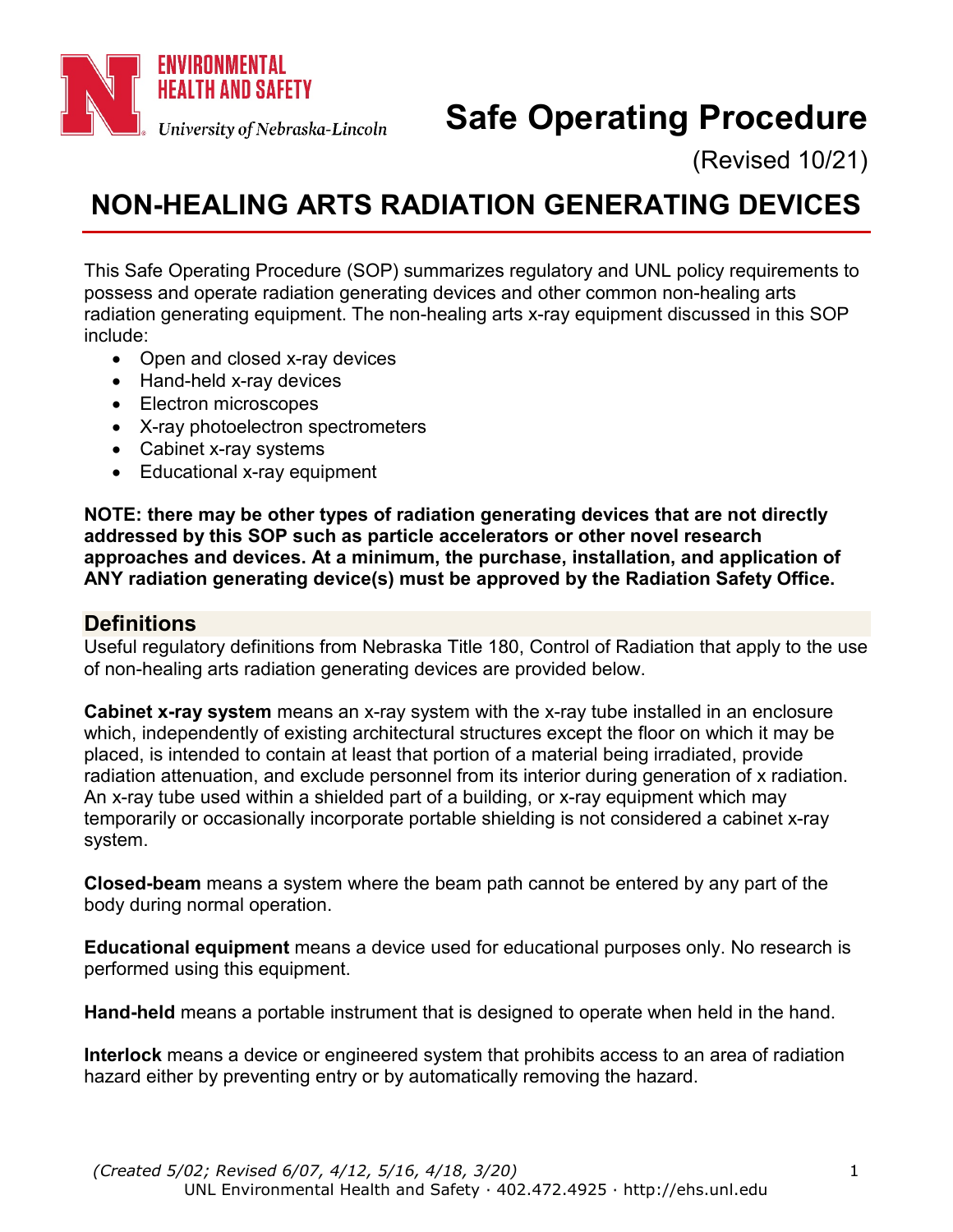# Safe Operating Procedure

(Revised 10/21)

## NON-HEALING ARTS RADIATION GENERATING DEVICES

This Safe Operating Procedure (SOP) summarizes regulatory and UNL policy requirements to possess and operate radiation generating devices and other common non-healing arts radiation generating equipment. The non-healing arts x-ray equipment discussed in this SOP include:

- Open and closed x-ray devices
- Hand-held x-ray devices
- Electron microscopes
- X-ray photoelectron spectrometers
- Cabinet x-ray systems
- Educational x-ray equipment

**NOTE: there may be other types of radiation generating devices that are not directly addressed by this SOP such as particle accelerators or other novel research approaches and devices. At a minimum, the purchase, installation, and application of ANY radiation generating device(s) must be approved by the Radiation Safety Office.**

### Definitions

Useful regulatory definitions from Nebraska Title 180, Control of Radiation that apply to the use of non-healing arts radiation generating devices are provided below.

**Cabinet x-ray system** means an x-ray system with the x-ray tube installed in an enclosure which, independently of existing architectural structures except the floor on which it may be placed, is intended to contain at least that portion of a material being irradiated, provide radiation attenuation, and exclude personnel from its interior during generation of x radiation. An x-ray tube used within a shielded part of a building, or x-ray equipment which may temporarily or occasionally incorporate portable shielding is not considered a cabinet x-ray system.

**Closed-beam** means a system where the beam path cannot be entered by any part of the body during normal operation.

**Educational equipment** means a device used for educational purposes only. No research is performed using this equipment.

**Hand-held** means a portable instrument that is designed to operate when held in the hand.

**Interlock** means a device or engineered system that prohibits access to an area of radiation hazard either by preventing entry or by automatically removing the hazard.

*(Created 5/02; Revised 6/07, 4/12, 5/16, 4/18, 3/20)*

UNL Environmental Health and Safety · 402.472.4925 · http://ehs.unl.edu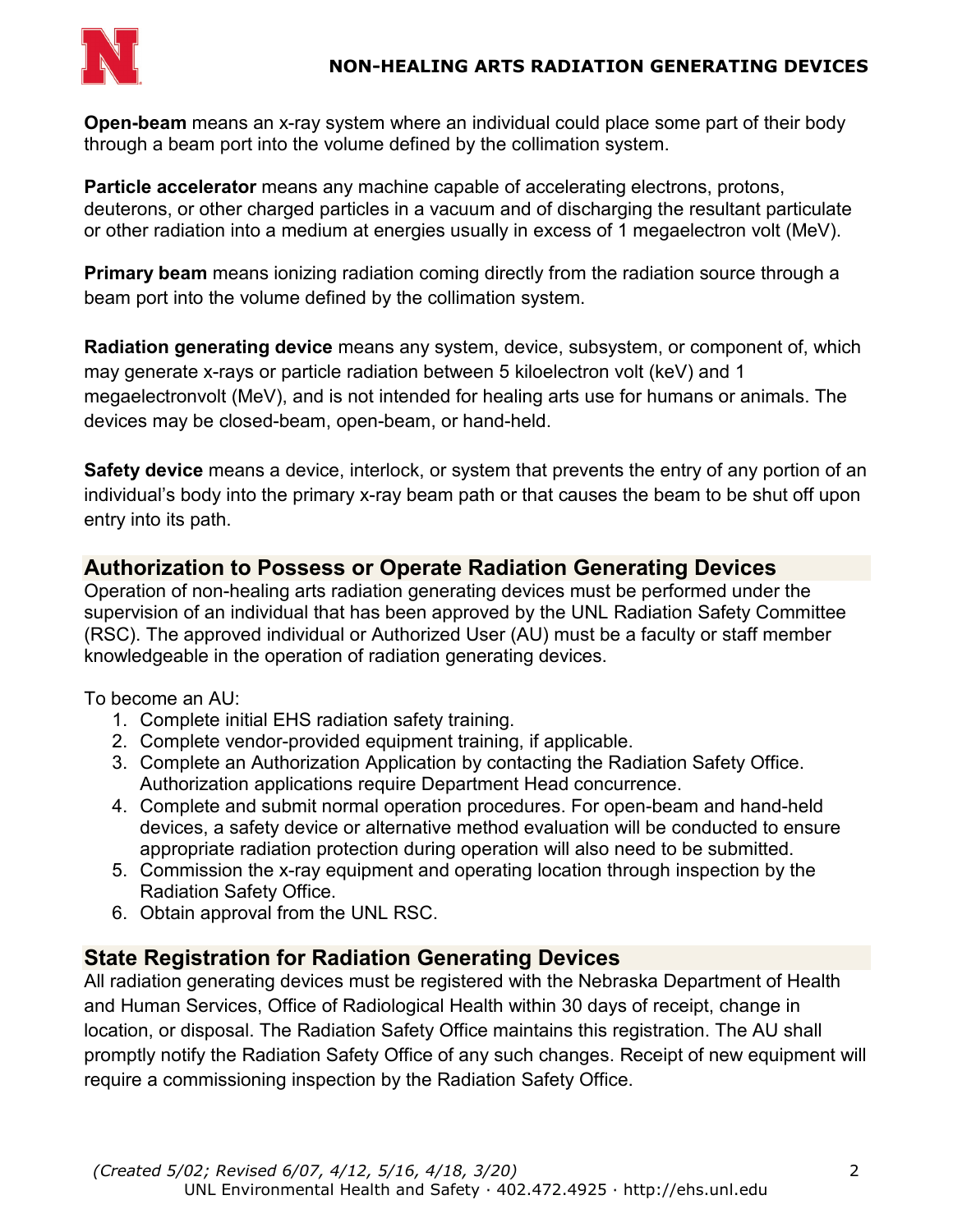**Open-beam** means an x-ray system where an individual could place some part of their body through a beam port into the volume defined by the collimation system.

**Particle accelerator** means any machine capable of accelerating electrons, protons, deuterons, or other charged particles in a vacuum and of discharging the resultant particulate or other radiation into a medium at energies usually in excess of 1 megaelectron volt (MeV).

**Primary beam** means ionizing radiation coming directly from the radiation source through a beam port into the volume defined by the collimation system.

**Radiation generating device** means any system, device, subsystem, or component of, which may generate x-rays or particle radiation between 5 kiloelectron volt (keV) and 1 megaelectronvolt (MeV), and is not intended for healing arts use for humans or animals. The devices may be closed-beam, open-beam, or hand-held.

**Safety device** means a device, interlock, or system that prevents the entry of any portion of an individual's body into the primary x-ray beam path or that causes the beam to be shut off upon entry into its path.

## Authorization to Possess or Operate Radiation Generating Devices

Operation of non-healing arts radiation generating devices must be performed under the supervision of an individual that has been approved by the UNL Radiation Safety Committee (RSC). The approved individual or Authorized User (AU) must be a faculty or staff member knowledgeable in the operation of radiation generating devices.

To become an AU:

1. Complete initial EHS radiation safety training.
2. Complete vendor-provided equipment training, if applicable.
3. Complete an Authorization Application by contacting the Radiation Safety Office. Authorization applications require Department Head concurrence.
4. Complete and submit normal operation procedures. For open-beam and hand-held devices, a safety device or alternative method evaluation will be conducted to ensure appropriate radiation protection during operation will also need to be submitted.
5. Commission the x-ray equipment and operating location through inspection by the Radiation Safety Office.
6. Obtain approval from the UNL RSC.

## State Registration for Radiation Generating Devices

All radiation generating devices must be registered with the Nebraska Department of Health and Human Services, Office of Radiological Health within 30 days of receipt, change in location, or disposal. The Radiation Safety Office maintains this registration. The AU shall promptly notify the Radiation Safety Office of any such changes. Receipt of new equipment will require a commissioning inspection by the Radiation Safety Office.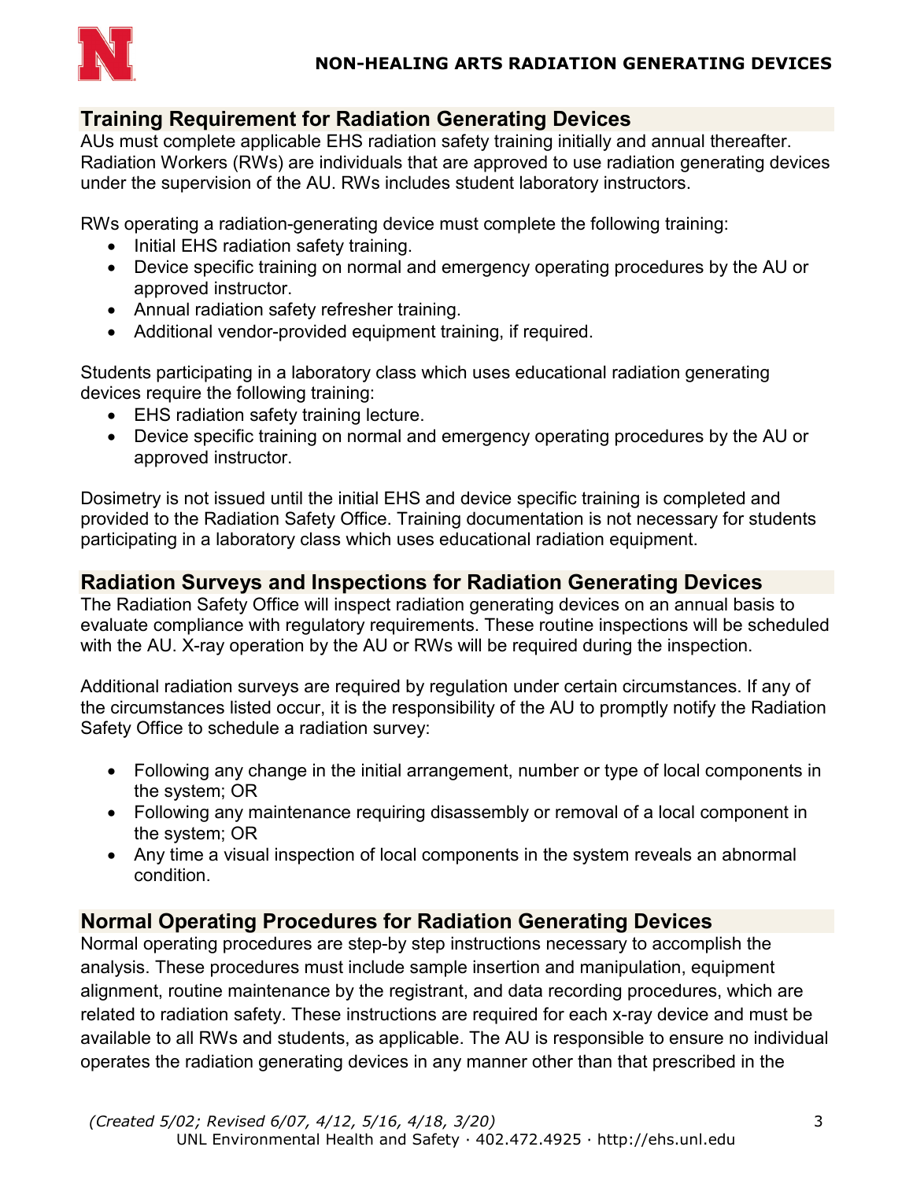## Training Requirement for Radiation Generating Devices

AUs must complete applicable EHS radiation safety training initially and annual thereafter. Radiation Workers (RWs) are individuals that are approved to use radiation generating devices under the supervision of the AU. RWs includes student laboratory instructors.

RWs operating a radiation-generating device must complete the following training:

- Initial EHS radiation safety training.
- Device specific training on normal and emergency operating procedures by the AU or approved instructor.
- Annual radiation safety refresher training.
- Additional vendor-provided equipment training, if required.

Students participating in a laboratory class which uses educational radiation generating devices require the following training:

- EHS radiation safety training lecture.
- Device specific training on normal and emergency operating procedures by the AU or approved instructor.

Dosimetry is not issued until the initial EHS and device specific training is completed and provided to the Radiation Safety Office. Training documentation is not necessary for students participating in a laboratory class which uses educational radiation equipment.

## Radiation Surveys and Inspections for Radiation Generating Devices

The Radiation Safety Office will inspect radiation generating devices on an annual basis to evaluate compliance with regulatory requirements. These routine inspections will be scheduled with the AU. X-ray operation by the AU or RWs will be required during the inspection.

Additional radiation surveys are required by regulation under certain circumstances. If any of the circumstances listed occur, it is the responsibility of the AU to promptly notify the Radiation Safety Office to schedule a radiation survey:

- Following any change in the initial arrangement, number or type of local components in the system; OR
- Following any maintenance requiring disassembly or removal of a local component in the system; OR
- Any time a visual inspection of local components in the system reveals an abnormal condition.

## Normal Operating Procedures for Radiation Generating Devices

Normal operating procedures are step-by step instructions necessary to accomplish the analysis. These procedures must include sample insertion and manipulation, equipment alignment, routine maintenance by the registrant, and data recording procedures, which are related to radiation safety. These instructions are required for each x-ray device and must be available to all RWs and students, as applicable. The AU is responsible to ensure no individual operates the radiation generating devices in any manner other than that prescribed in the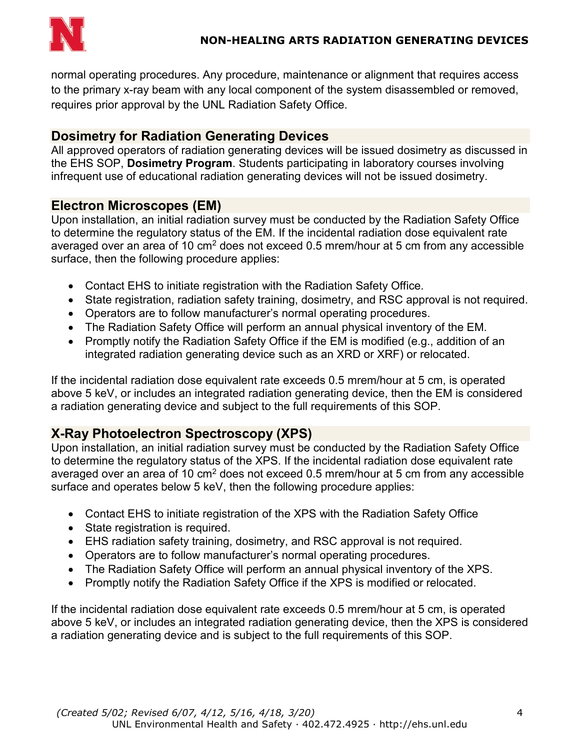normal operating procedures. Any procedure, maintenance or alignment that requires access to the primary x-ray beam with any local component of the system disassembled or removed, requires prior approval by the UNL Radiation Safety Office.

## Dosimetry for Radiation Generating Devices

All approved operators of radiation generating devices will be issued dosimetry as discussed in the EHS SOP, **Dosimetry Program**. Students participating in laboratory courses involving infrequent use of educational radiation generating devices will not be issued dosimetry.

## Electron Microscopes (EM)

Upon installation, an initial radiation survey must be conducted by the Radiation Safety Office to determine the regulatory status of the EM. If the incidental radiation dose equivalent rate averaged over an area of 10 $cm^2$ does not exceed 0.5 mrem/hour at 5 cm from any accessible surface, then the following procedure applies:

- Contact EHS to initiate registration with the Radiation Safety Office.
- State registration, radiation safety training, dosimetry, and RSC approval is not required.
- Operators are to follow manufacturer's normal operating procedures.
- The Radiation Safety Office will perform an annual physical inventory of the EM.
- Promptly notify the Radiation Safety Office if the EM is modified (e.g., addition of an integrated radiation generating device such as an XRD or XRF) or relocated.

If the incidental radiation dose equivalent rate exceeds 0.5 mrem/hour at 5 cm, is operated above 5 keV, or includes an integrated radiation generating device, then the EM is considered a radiation generating device and subject to the full requirements of this SOP.

## X-Ray Photoelectron Spectroscopy (XPS)

Upon installation, an initial radiation survey must be conducted by the Radiation Safety Office to determine the regulatory status of the XPS. If the incidental radiation dose equivalent rate averaged over an area of 10 $cm^2$ does not exceed 0.5 mrem/hour at 5 cm from any accessible surface and operates below 5 keV, then the following procedure applies:

- Contact EHS to initiate registration of the XPS with the Radiation Safety Office
- State registration is required.
- EHS radiation safety training, dosimetry, and RSC approval is not required.
- Operators are to follow manufacturer's normal operating procedures.
- The Radiation Safety Office will perform an annual physical inventory of the XPS.
- Promptly notify the Radiation Safety Office if the XPS is modified or relocated.

If the incidental radiation dose equivalent rate exceeds 0.5 mrem/hour at 5 cm, is operated above 5 keV, or includes an integrated radiation generating device, then the XPS is considered a radiation generating device and is subject to the full requirements of this SOP.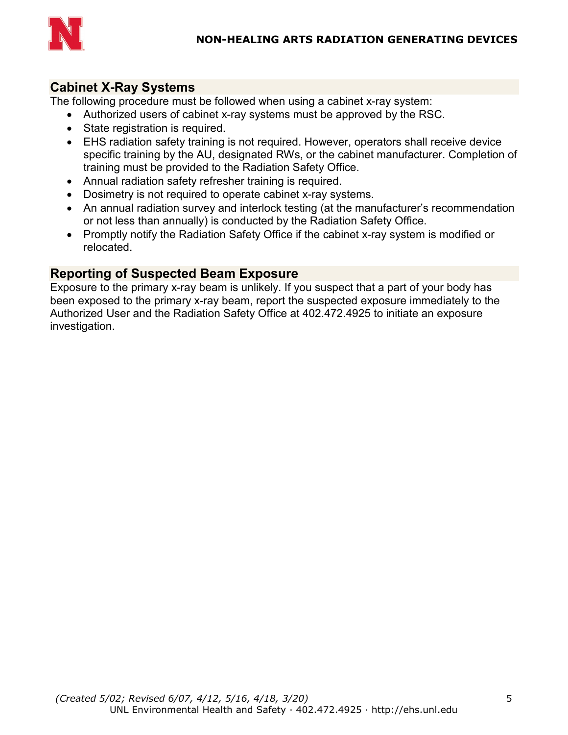## Cabinet X-Ray Systems

The following procedure must be followed when using a cabinet x-ray system:

- Authorized users of cabinet x-ray systems must be approved by the RSC.
- State registration is required.
- EHS radiation safety training is not required. However, operators shall receive device specific training by the AU, designated RWs, or the cabinet manufacturer. Completion of training must be provided to the Radiation Safety Office.
- Annual radiation safety refresher training is required.
- Dosimetry is not required to operate cabinet x-ray systems.
- An annual radiation survey and interlock testing (at the manufacturer's recommendation or not less than annually) is conducted by the Radiation Safety Office.
- Promptly notify the Radiation Safety Office if the cabinet x-ray system is modified or relocated.

## Reporting of Suspected Beam Exposure

Exposure to the primary x-ray beam is unlikely. If you suspect that a part of your body has been exposed to the primary x-ray beam, report the suspected exposure immediately to the Authorized User and the Radiation Safety Office at 402.472.4925 to initiate an exposure investigation.